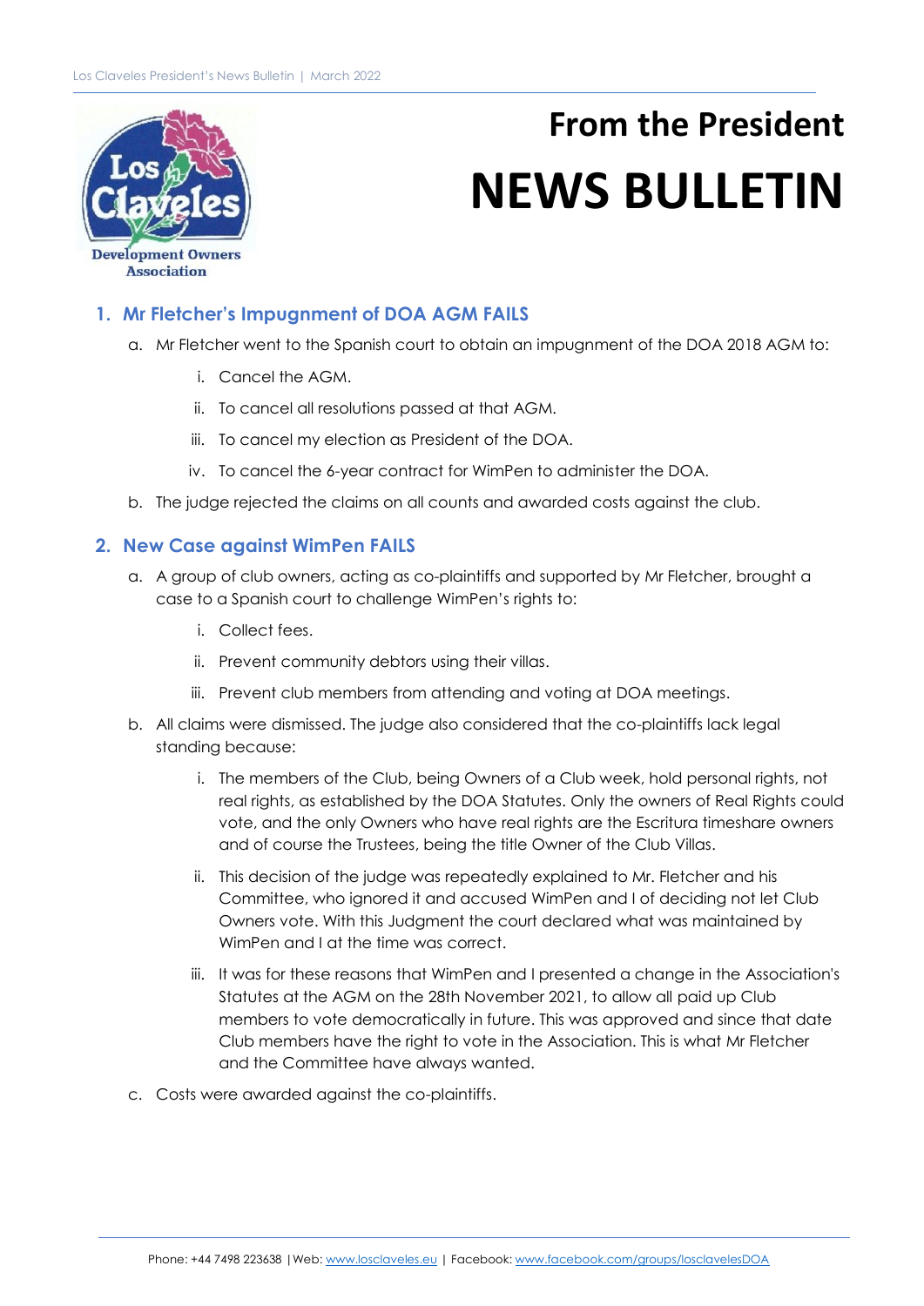Los Claveles Development Owners Association

# From the President
# NEWS BULLETIN

## 1. Mr Fletcher's Impugnment of DOA AGM FAILS

a. Mr Fletcher went to the Spanish court to obtain an impugnment of the DOA 2018 AGM to:

   i. Cancel the AGM.

   ii. To cancel all resolutions passed at that AGM.

   iii. To cancel my election as President of the DOA.

   iv. To cancel the 6-year contract for WimPen to administer the DOA.

b. The judge rejected the claims on all counts and awarded costs against the club.

## 2. New Case against WimPen FAILS

a. A group of club owners, acting as co-plaintiffs and supported by Mr Fletcher, brought a case to a Spanish court to challenge WimPen's rights to:

   i. Collect fees.

   ii. Prevent community debtors using their villas.

   iii. Prevent club members from attending and voting at DOA meetings.

b. All claims were dismissed. The judge also considered that the co-plaintiffs lack legal standing because:

   i. The members of the Club, being Owners of a Club week, hold personal rights, not real rights, as established by the DOA Statutes. Only the owners of Real Rights could vote, and the only Owners who have real rights are the Escritura timeshare owners and of course the Trustees, being the title Owner of the Club Villas.

   ii. This decision of the judge was repeatedly explained to Mr. Fletcher and his Committee, who ignored it and accused WimPen and I of deciding not let Club Owners vote. With this Judgment the court declared what was maintained by WimPen and I at the time was correct.

   iii. It was for these reasons that WimPen and I presented a change in the Association's Statutes at the AGM on the 28th November 2021, to allow all paid up Club members to vote democratically in future. This was approved and since that date Club members have the right to vote in the Association. This is what Mr Fletcher and the Committee have always wanted.

c. Costs were awarded against the co-plaintiffs.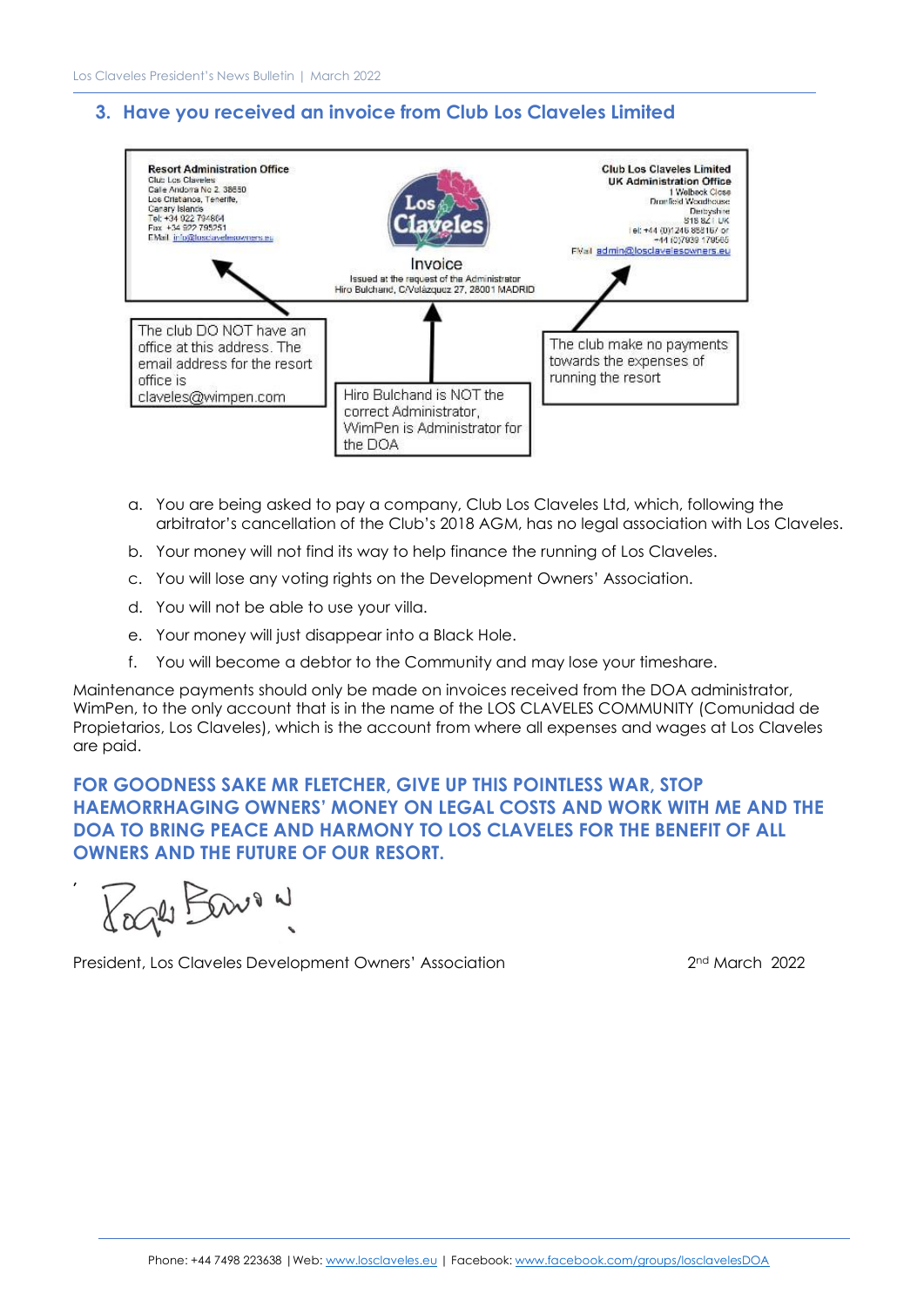## 3. Have you received an invoice from Club Los Claveles Limited

Resort Administration Office
Club Los Claveles
Calle Andorra No 2. 38650
Los Cristianos, Tenerife,
Canary Islands
Tel: +34 922 794864
Fax: +34 922 795251
EMail: info@losclavelesowners.eu

Los Claveles

Invoice

Issued at the request of the Administrator
Hiro Bulchand, C/Velázquez 27, 28001 MADRID

Club Los Claveles Limited
UK Administration Office
1 Welbeck Close
Dronfield Woodhouse
Derbyshire
S18 8ZL UK
Tel: +44 (0)1246 858167 or
+44 (0)7939 179565
EMail: admin@losclavelesowners.eu

The club DO NOT have an office at this address. The email address for the resort office is claveles@wimpen.com

Hiro Bulchand is NOT the correct Administrator, WimPen is Administrator for the DOA

The club make no payments towards the expenses of running the resort

a. You are being asked to pay a company, Club Los Claveles Ltd, which, following the arbitrator's cancellation of the Club's 2018 AGM, has no legal association with Los Claveles.
b. Your money will not find its way to help finance the running of Los Claveles.
c. You will lose any voting rights on the Development Owners' Association.
d. You will not be able to use your villa.
e. Your money will just disappear into a Black Hole.
f. You will become a debtor to the Community and may lose your timeshare.

Maintenance payments should only be made on invoices received from the DOA administrator, WimPen, to the only account that is in the name of the LOS CLAVELES COMMUNITY (Comunidad de Propietarios, Los Claveles), which is the account from where all expenses and wages at Los Claveles are paid.

**FOR GOODNESS SAKE MR FLETCHER, GIVE UP THIS POINTLESS WAR, STOP HAEMORRHAGING OWNERS' MONEY ON LEGAL COSTS AND WORK WITH ME AND THE DOA TO BRING PEACE AND HARMONY TO LOS CLAVELES FOR THE BENEFIT OF ALL OWNERS AND THE FUTURE OF OUR RESORT.**

Roger Brown

President, Los Claveles Development Owners' Association

2nd March 2022

Phone: +44 7498 223638 | Web: www.losclaveles.eu | Facebook: www.facebook.com/groups/losclavelesDOA